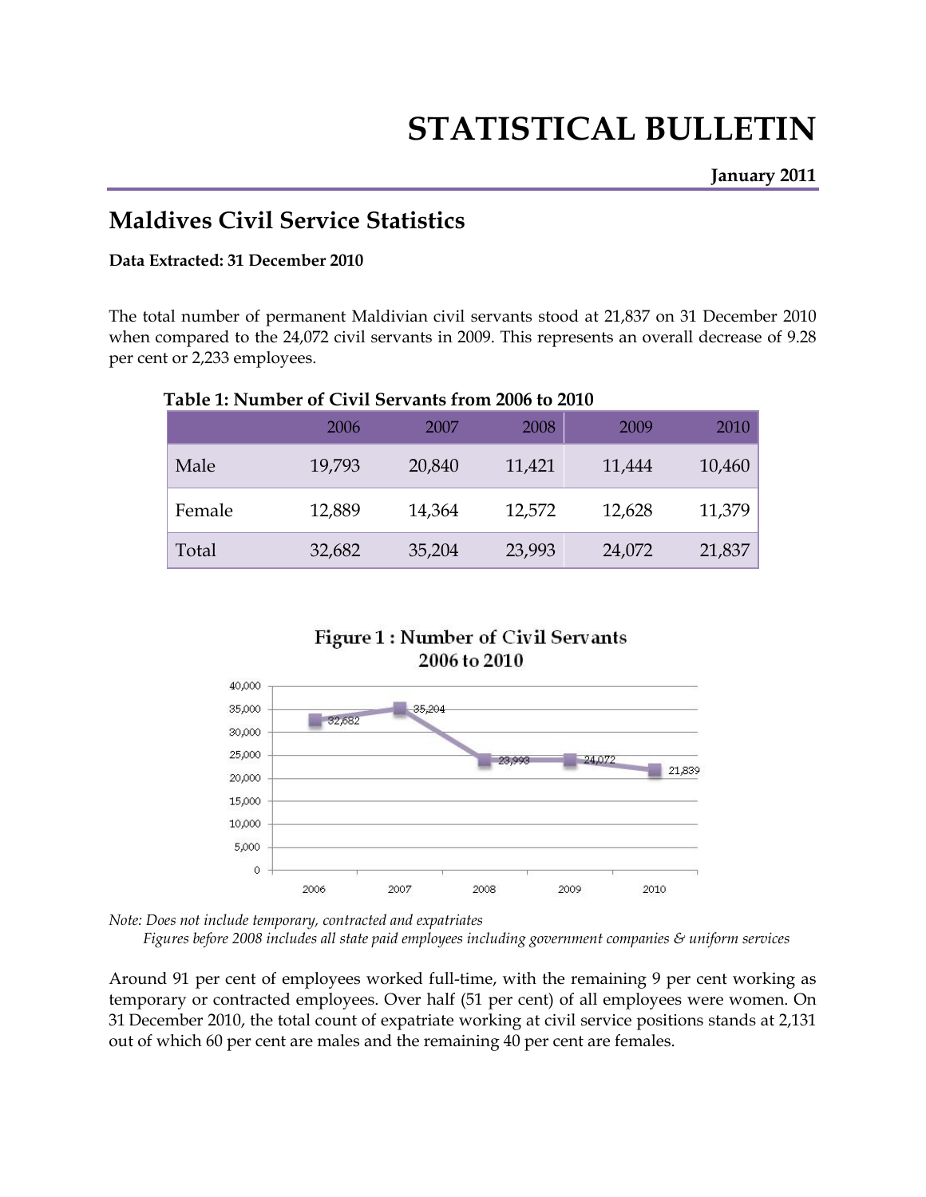# STATISTICAL BULLETIN

**January 2011**

## Maldives Civil Service Statistics

**Data Extracted: 31 December 2010**

The total number of permanent Maldivian civil servants stood at 21,837 on 31 December 2010 when compared to the 24,072 civil servants in 2009. This represents an overall decrease of 9.28 per cent or 2,233 employees.

**Table 1: Number of Civil Servants from 2006 to 2010**

| | 2006 | 2007 | 2008 | 2009 | 2010 |
|---|---|---|---|---|---|
| Male | 19,793 | 20,840 | 11,421 | 11,444 | 10,460 |
| Female | 12,889 | 14,364 | 12,572 | 12,628 | 11,379 |
| Total | 32,682 | 35,204 | 23,993 | 24,072 | 21,837 |

**Figure 1 : Number of Civil Servants 2006 to 2010**

| Year | Number of Civil Servants |
|---|---|
| 2006 | 32,682 |
| 2007 | 35,204 |
| 2008 | 23,993 |
| 2009 | 24,072 |
| 2010 | 21,839 |

*Note: Does not include temporary, contracted and expatriates*
*Figures before 2008 includes all state paid employees including government companies & uniform services*

Around 91 per cent of employees worked full-time, with the remaining 9 per cent working as temporary or contracted employees. Over half (51 per cent) of all employees were women. On 31 December 2010, the total count of expatriate working at civil service positions stands at 2,131 out of which 60 per cent are males and the remaining 40 per cent are females.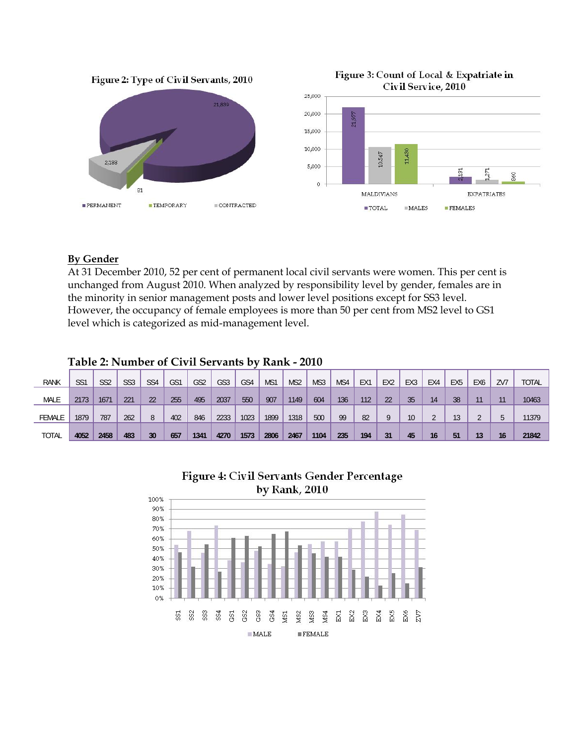Figure 2: Type of Civil Servants, 2010

Figure 3: Count of Local & Expatriate in Civil Service, 2010

**By Gender**

At 31 December 2010, 52 per cent of permanent local civil servants were women. This per cent is unchanged from August 2010. When analyzed by responsibility level by gender, females are in the minority in senior management posts and lower level positions except for SS3 level. However, the occupancy of female employees is more than 50 per cent from MS2 level to GS1 level which is categorized as mid-management level.

**Table 2: Number of Civil Servants by Rank - 2010**

| RANK | SS1 | SS2 | SS3 | SS4 | GS1 | GS2 | GS3 | GS4 | MS1 | MS2 | MS3 | MS4 | EX1 | EX2 | EX3 | EX4 | EX5 | EX6 | ZV7 | TOTAL |
|---|---|---|---|---|---|---|---|---|---|---|---|---|---|---|---|---|---|---|---|---|
| MALE | 2173 | 1671 | 221 | 22 | 255 | 495 | 2037 | 550 | 907 | 1149 | 604 | 136 | 112 | 22 | 35 | 14 | 38 | 11 | 11 | 10463 |
| FEMALE | 1879 | 787 | 262 | 8 | 402 | 846 | 2233 | 1023 | 1899 | 1318 | 500 | 99 | 82 | 9 | 10 | 2 | 13 | 2 | 5 | 11379 |
| TOTAL | **4052** | **2458** | **483** | **30** | **657** | **1341** | **4270** | **1573** | **2806** | **2467** | **1104** | **235** | **194** | **31** | **45** | **16** | **51** | **13** | **16** | **21842** |

Figure 4: Civil Servants Gender Percentage by Rank, 2010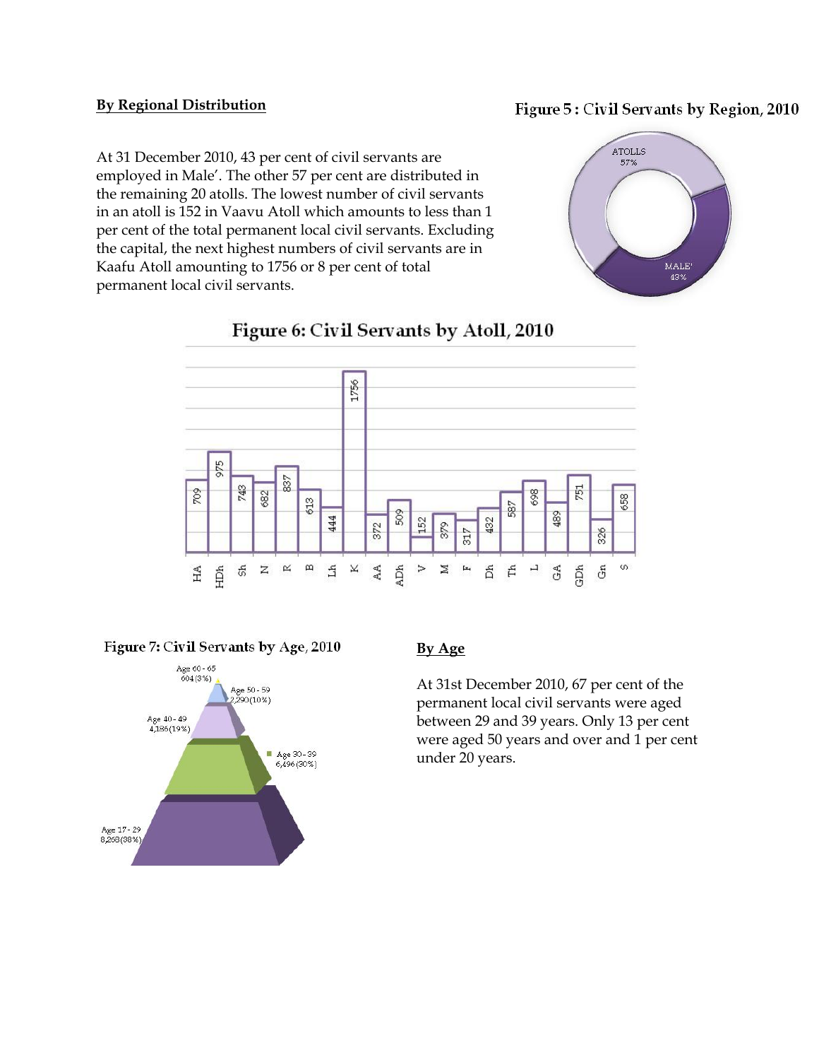## By Regional Distribution

At 31 December 2010, 43 per cent of civil servants are employed in Male'. The other 57 per cent are distributed in the remaining 20 atolls. The lowest number of civil servants in an atoll is 152 in Vaavu Atoll which amounts to less than 1 per cent of the total permanent local civil servants. Excluding the capital, the next highest numbers of civil servants are in Kaafu Atoll amounting to 1756 or 8 per cent of total permanent local civil servants.

**Figure 5 : Civil Servants by Region, 2010**

| Region | Share |
|---|---|
| ATOLLS | 57% |
| MALE' | 43% |

**Figure 6: Civil Servants by Atoll, 2010**

| Atoll | HA | HDh | Sh | N | R | B | Lh | K | AA | ADh | V | M | F | Dh | Th | L | GA | GDh | Gn | S |
|---|---|---|---|---|---|---|---|---|---|---|---|---|---|---|---|---|---|---|---|---|
| Civil servants | 709 | 975 | 743 | 682 | 837 | 613 | 444 | 1756 | 372 | 509 | 152 | 379 | 317 | 432 | 587 | 698 | 489 | 751 | 326 | 658 |

**Figure 7: Civil Servants by Age, 2010**

| Age group | Civil servants |
|---|---|
| Age 60 - 65 | 604 (3%) |
| Age 50 - 59 | 2,290 (10%) |
| Age 40 - 49 | 4,186 (19%) |
| Age 30 - 39 | 6,496 (30%) |
| Age 17 - 29 | 8,268 (38%) |

## By Age

At 31st December 2010, 67 per cent of the permanent local civil servants were aged between 29 and 39 years. Only 13 per cent were aged 50 years and over and 1 per cent under 20 years.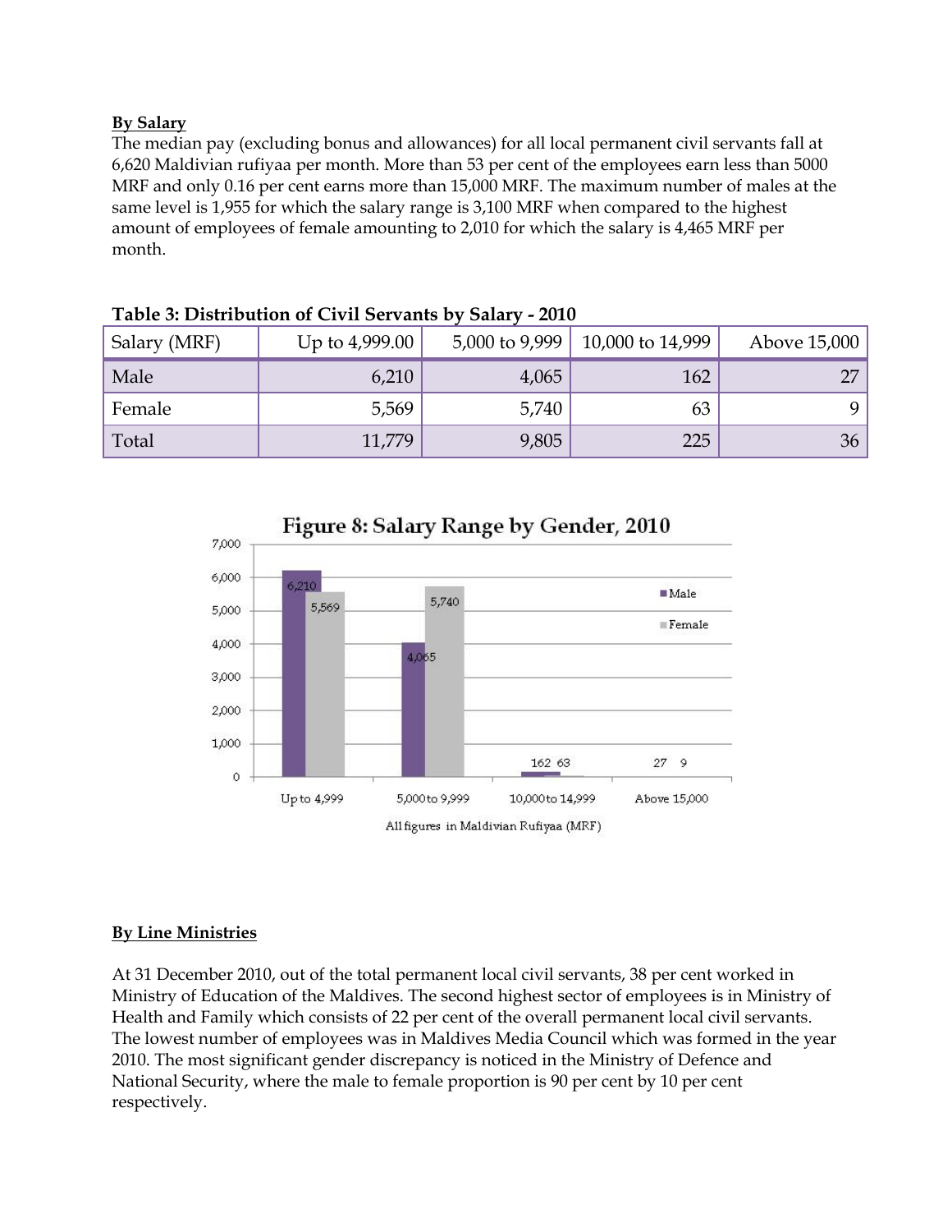**By Salary**

The median pay (excluding bonus and allowances) for all local permanent civil servants fall at 6,620 Maldivian rufiyaa per month. More than 53 per cent of the employees earn less than 5000 MRF and only 0.16 per cent earns more than 15,000 MRF. The maximum number of males at the same level is 1,955 for which the salary range is 3,100 MRF when compared to the highest amount of employees of female amounting to 2,010 for which the salary is 4,465 MRF per month.

**Table 3: Distribution of Civil Servants by Salary - 2010**

| Salary (MRF) | Up to 4,999.00 | 5,000 to 9,999 | 10,000 to 14,999 | Above 15,000 |
|---|---|---|---|---|
| Male | 6,210 | 4,065 | 162 | 27 |
| Female | 5,569 | 5,740 | 63 | 9 |
| Total | 11,779 | 9,805 | 225 | 36 |

**Figure 8: Salary Range by Gender, 2010**

All figures in Maldivian Rufiyaa (MRF)

**By Line Ministries**

At 31 December 2010, out of the total permanent local civil servants, 38 per cent worked in Ministry of Education of the Maldives. The second highest sector of employees is in Ministry of Health and Family which consists of 22 per cent of the overall permanent local civil servants. The lowest number of employees was in Maldives Media Council which was formed in the year 2010. The most significant gender discrepancy is noticed in the Ministry of Defence and National Security, where the male to female proportion is 90 per cent by 10 per cent respectively.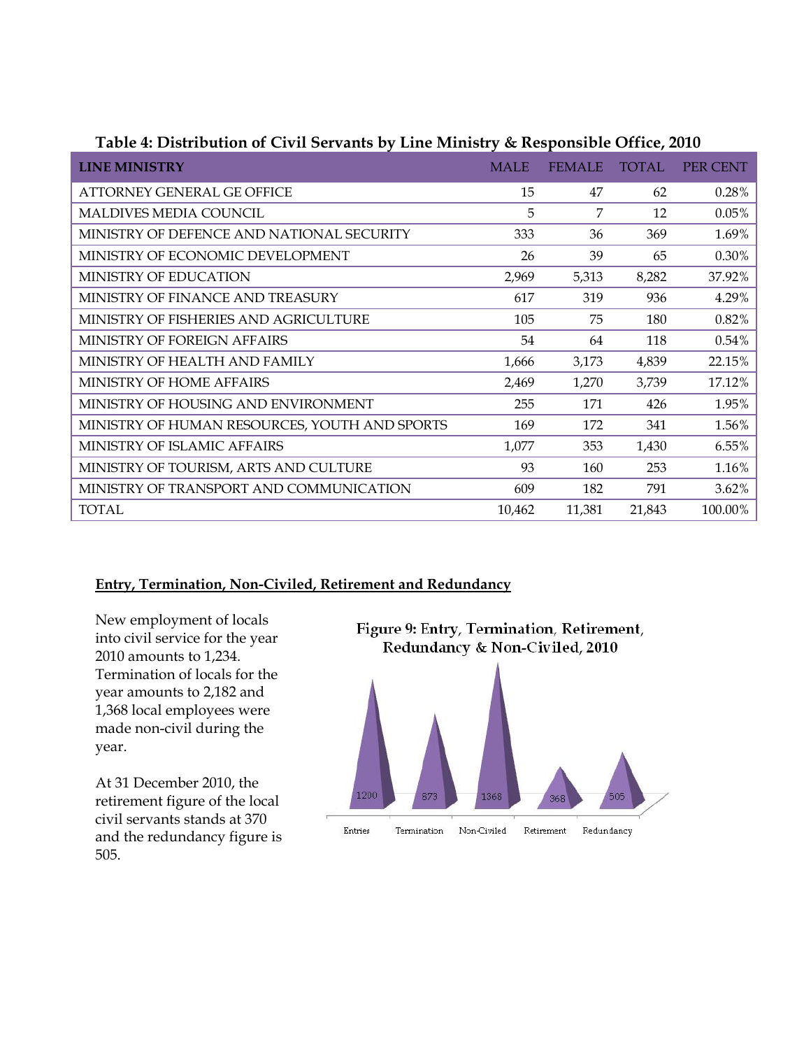**Table 4: Distribution of Civil Servants by Line Ministry & Responsible Office, 2010**

| LINE MINISTRY | MALE | FEMALE | TOTAL | PER CENT |
|---|---|---|---|---|
| ATTORNEY GENERAL GE OFFICE | 15 | 47 | 62 | 0.28% |
| MALDIVES MEDIA COUNCIL | 5 | 7 | 12 | 0.05% |
| MINISTRY OF DEFENCE AND NATIONAL SECURITY | 333 | 36 | 369 | 1.69% |
| MINISTRY OF ECONOMIC DEVELOPMENT | 26 | 39 | 65 | 0.30% |
| MINISTRY OF EDUCATION | 2,969 | 5,313 | 8,282 | 37.92% |
| MINISTRY OF FINANCE AND TREASURY | 617 | 319 | 936 | 4.29% |
| MINISTRY OF FISHERIES AND AGRICULTURE | 105 | 75 | 180 | 0.82% |
| MINISTRY OF FOREIGN AFFAIRS | 54 | 64 | 118 | 0.54% |
| MINISTRY OF HEALTH AND FAMILY | 1,666 | 3,173 | 4,839 | 22.15% |
| MINISTRY OF HOME AFFAIRS | 2,469 | 1,270 | 3,739 | 17.12% |
| MINISTRY OF HOUSING AND ENVIRONMENT | 255 | 171 | 426 | 1.95% |
| MINISTRY OF HUMAN RESOURCES, YOUTH AND SPORTS | 169 | 172 | 341 | 1.56% |
| MINISTRY OF ISLAMIC AFFAIRS | 1,077 | 353 | 1,430 | 6.55% |
| MINISTRY OF TOURISM, ARTS AND CULTURE | 93 | 160 | 253 | 1.16% |
| MINISTRY OF TRANSPORT AND COMMUNICATION | 609 | 182 | 791 | 3.62% |
| TOTAL | 10,462 | 11,381 | 21,843 | 100.00% |

## Entry, Termination, Non-Civiled, Retirement and Redundancy

New employment of locals into civil service for the year 2010 amounts to 1,234. Termination of locals for the year amounts to 2,182 and 1,368 local employees were made non-civil during the year.

At 31 December 2010, the retirement figure of the local civil servants stands at 370 and the redundancy figure is 505.

**Figure 9: Entry, Termination, Retirement, Redundancy & Non-Civiled, 2010**

| Entries | Termination | Non-Civiled | Retirement | Redundancy |
|---|---|---|---|---|
| 1200 | 873 | 1368 | 368 | 505 |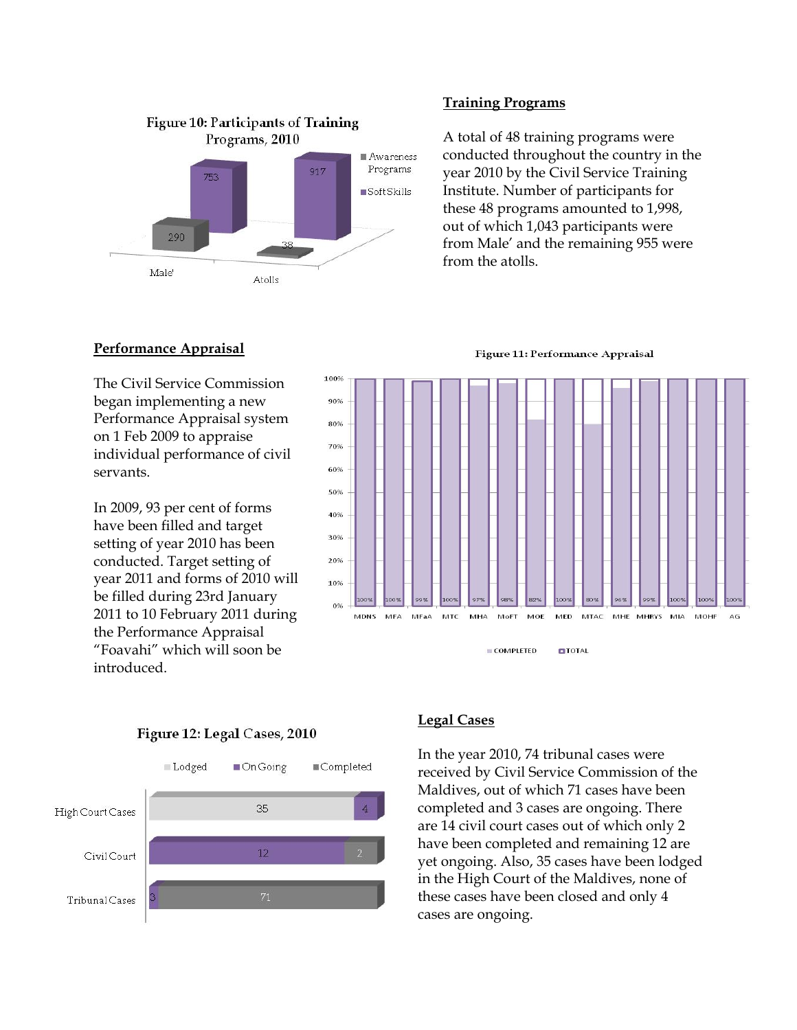## Training Programs

Figure 10: Participants of Training Programs, 2010

A total of 48 training programs were conducted throughout the country in the year 2010 by the Civil Service Training Institute. Number of participants for these 48 programs amounted to 1,998, out of which 1,043 participants were from Male' and the remaining 955 were from the atolls.

## Performance Appraisal

The Civil Service Commission began implementing a new Performance Appraisal system on 1 Feb 2009 to appraise individual performance of civil servants.

In 2009, 93 per cent of forms have been filled and target setting of year 2010 has been conducted. Target setting of year 2011 and forms of 2010 will be filled during 23rd January 2011 to 10 February 2011 during the Performance Appraisal "Foavahi" which will soon be introduced.

Figure 11: Performance Appraisal

## Legal Cases

Figure 12: Legal Cases, 2010

In the year 2010, 74 tribunal cases were received by Civil Service Commission of the Maldives, out of which 71 cases have been completed and 3 cases are ongoing. There are 14 civil court cases out of which only 2 have been completed and remaining 12 are yet ongoing. Also, 35 cases have been lodged in the High Court of the Maldives, none of these cases have been closed and only 4 cases are ongoing.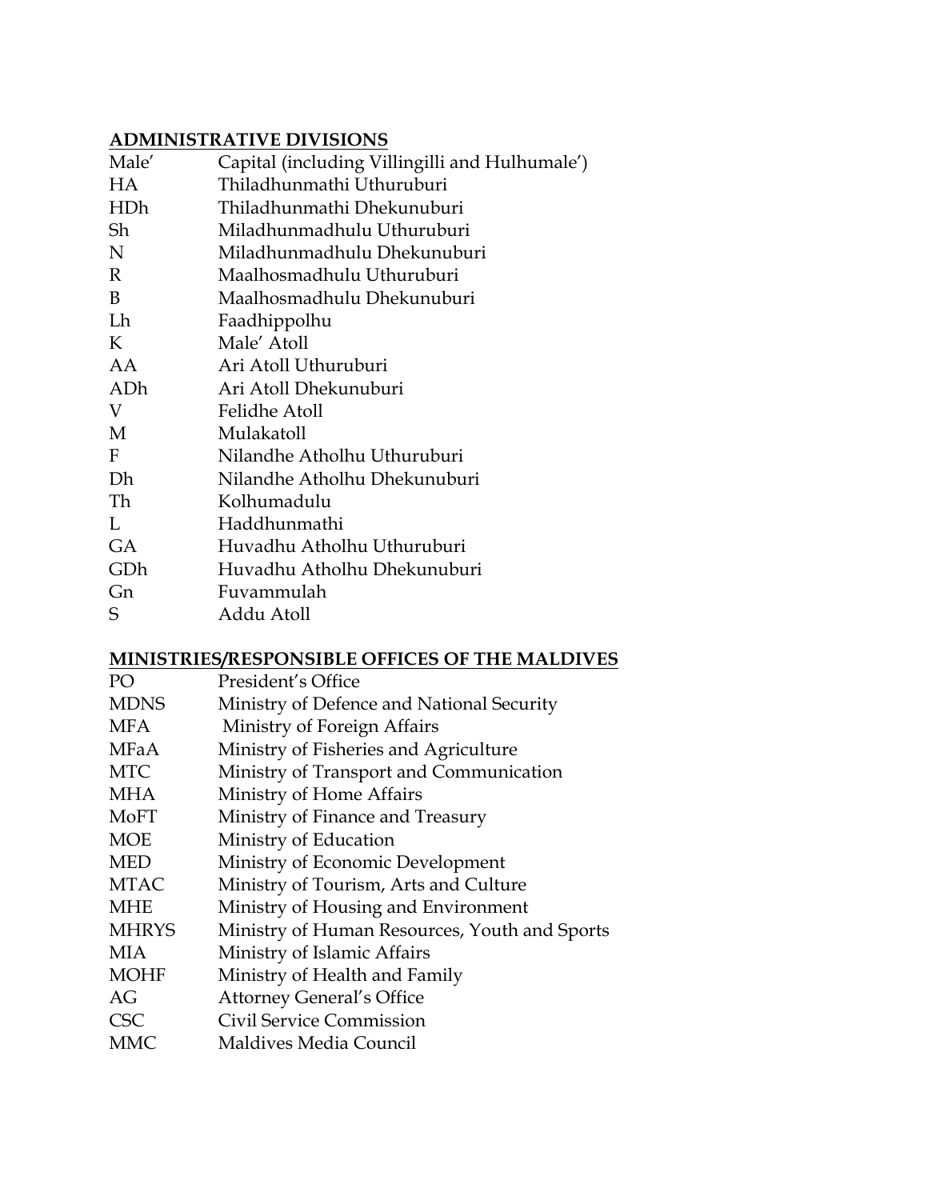## ADMINISTRATIVE DIVISIONS

| | |
|---|---|
| Male' | Capital (including Villingilli and Hulhumale') |
| HA | Thiladhunmathi Uthuruburi |
| HDh | Thiladhunmathi Dhekunuburi |
| Sh | Miladhunmadhulu Uthuruburi |
| N | Miladhunmadhulu Dhekunuburi |
| R | Maalhosmadhulu Uthuruburi |
| B | Maalhosmadhulu Dhekunuburi |
| Lh | Faadhippolhu |
| K | Male' Atoll |
| AA | Ari Atoll Uthuruburi |
| ADh | Ari Atoll Dhekunuburi |
| V | Felidhe Atoll |
| M | Mulakatoll |
| F | Nilandhe Atholhu Uthuruburi |
| Dh | Nilandhe Atholhu Dhekunuburi |
| Th | Kolhumadulu |
| L | Haddhunmathi |
| GA | Huvadhu Atholhu Uthuruburi |
| GDh | Huvadhu Atholhu Dhekunuburi |
| Gn | Fuvammulah |
| S | Addu Atoll |

## MINISTRIES/RESPONSIBLE OFFICES OF THE MALDIVES

| | |
|---|---|
| PO | President's Office |
| MDNS | Ministry of Defence and National Security |
| MFA | Ministry of Foreign Affairs |
| MFaA | Ministry of Fisheries and Agriculture |
| MTC | Ministry of Transport and Communication |
| MHA | Ministry of Home Affairs |
| MoFT | Ministry of Finance and Treasury |
| MOE | Ministry of Education |
| MED | Ministry of Economic Development |
| MTAC | Ministry of Tourism, Arts and Culture |
| MHE | Ministry of Housing and Environment |
| MHRYS | Ministry of Human Resources, Youth and Sports |
| MIA | Ministry of Islamic Affairs |
| MOHF | Ministry of Health and Family |
| AG | Attorney General's Office |
| CSC | Civil Service Commission |
| MMC | Maldives Media Council |